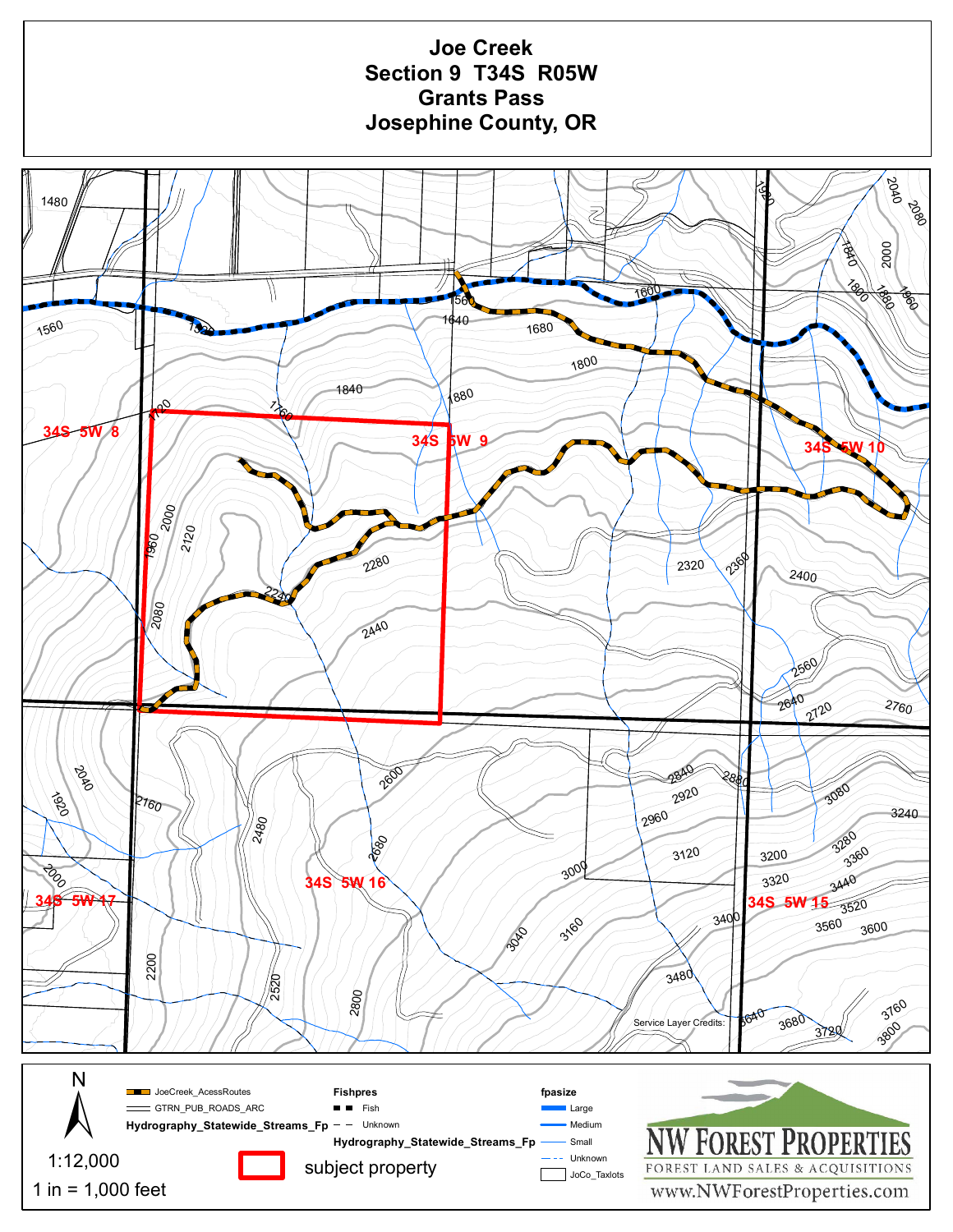# Joe Creek
## Section 9 T34S R05W
## Grants Pass
## Josephine County, OR

34S 5W 8

34S 5W 9

34S 5W 10

34S 5W 16

34S 5W 17

34S 5W 15

Service Layer Credits:

N

1:12,000

1 in = 1,000 feet

JoeCreek_AcessRoutes

GTRN_PUB_ROADS_ARC

Hydrography_Statewide_Streams_Fp

subject property

**Fishpres**

Fish

Unknown

Hydrography_Statewide_Streams_Fp

**fpasize**

Large

Medium

Small

Unknown

JoCo_Taxlots

NW FOREST PROPERTIES

FOREST LAND SALES & ACQUISITIONS

www.NWForestProperties.com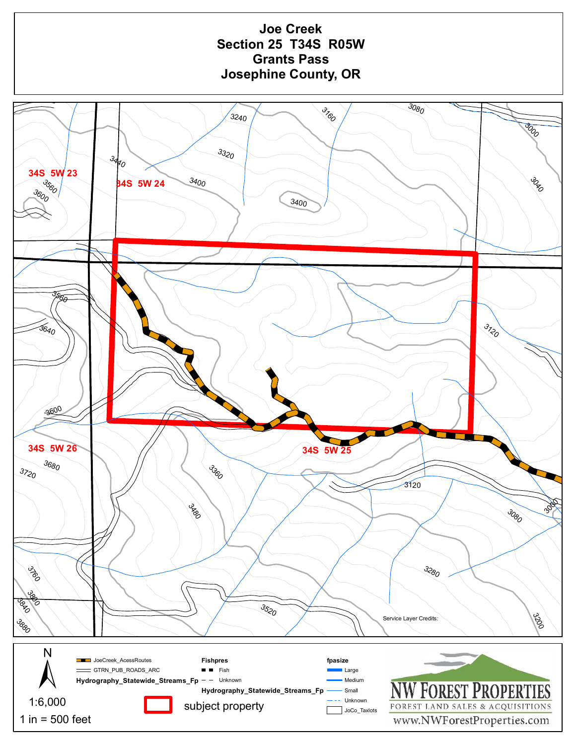# Joe Creek
## Section 25 T34S R05W
## Grants Pass
## Josephine County, OR

34S 5W 23

34S 5W 24

34S 5W 25

34S 5W 26

3240 3160 3080 3000 3320 3440 3560 3600 3400 3400 3040 3560 3640 3120 3600 3680 3720 3360 3480 3120 3080 3000 3760 3800 3840 3880 3520 3280 3200

Service Layer Credits:

N

1:6,000

1 in = 500 feet

- JoeCreek_AcessRoutes
- GTRN_PUB_ROADS_ARC
- Hydrography_Statewide_Streams_Fp

**Fishpres**
- Fish
- Unknown

Hydrography_Statewide_Streams_Fp

**fpasize**
- Large
- Medium
- Small
- Unknown
- JoCo_Taxlots

subject property

NW FOREST PROPERTIES
FOREST LAND SALES & ACQUISITIONS
www.NWForestProperties.com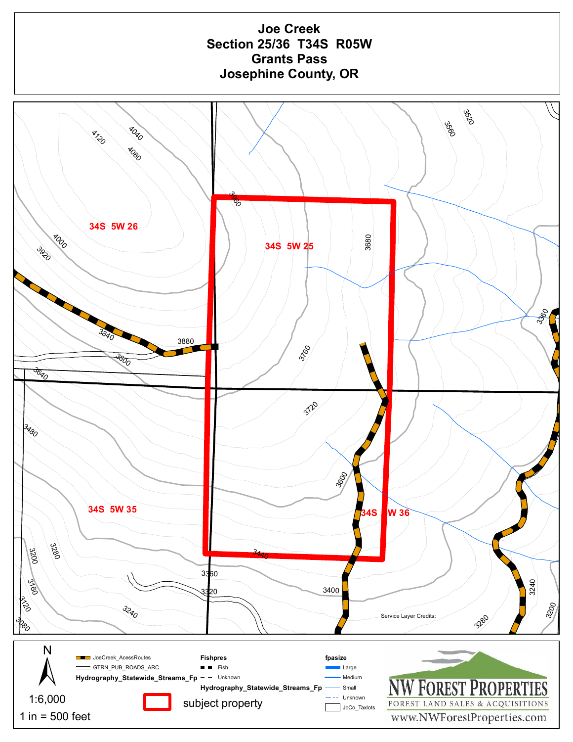# Joe Creek
## Section 25/36 T34S R05W
## Grants Pass
## Josephine County, OR

34S 5W 26

34S 5W 25

34S 5W 35

34S 5W 36

Service Layer Credits:

N

1:6,000

1 in = 500 feet

JoeCreek_AcessRoutes

GTRN_PUB_ROADS_ARC

Hydrography_Statewide_Streams_Fp

subject property

**Fishpres**

Fish

Unknown

Hydrography_Statewide_Streams_Fp

**fpasize**

Large

Medium

Small

Unknown

JoCo_Taxlots

NW FOREST PROPERTIES

FOREST LAND SALES & ACQUISITIONS

www.NWForestProperties.com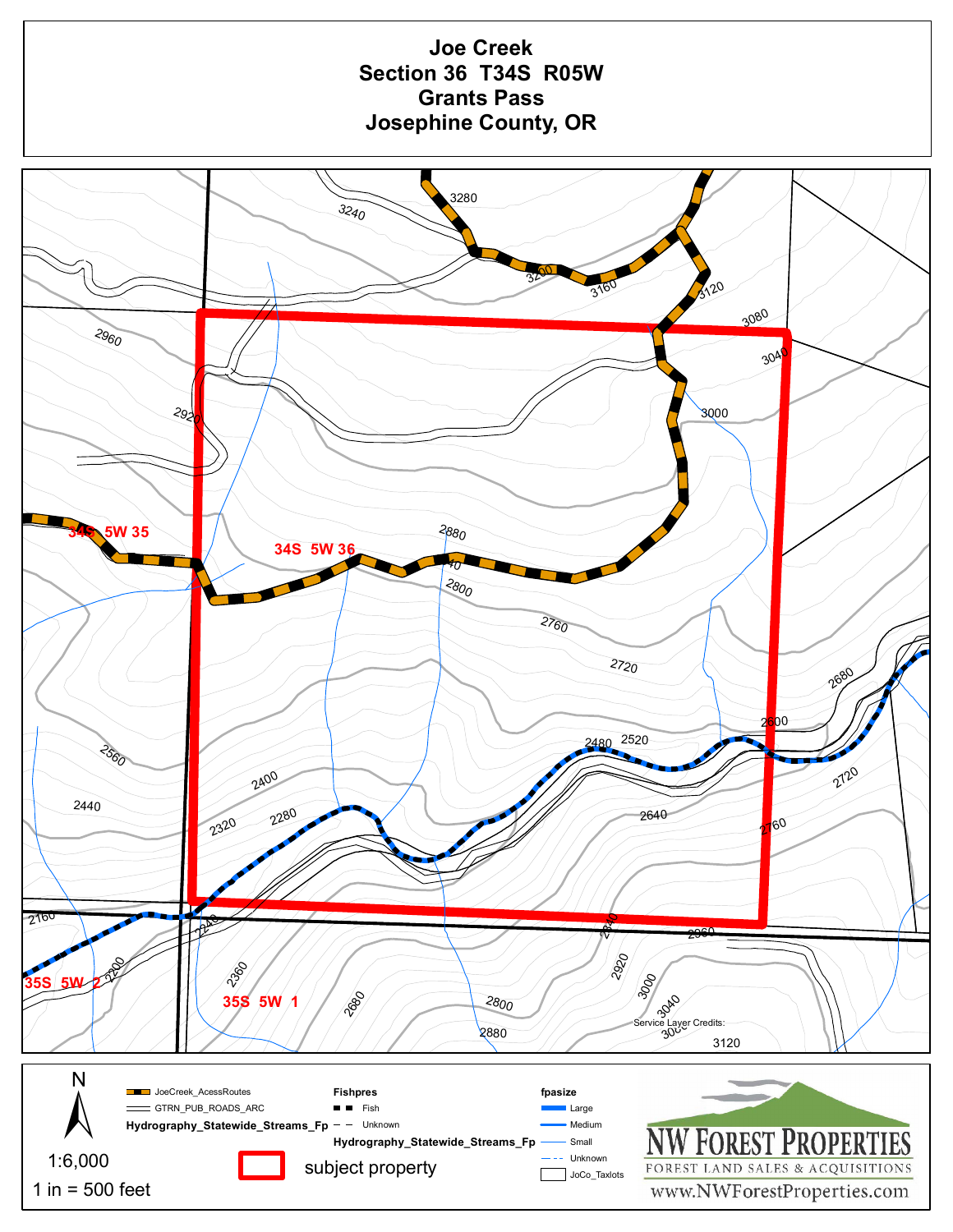# Joe Creek
## Section 36 T34S R05W
## Grants Pass
## Josephine County, OR

34S 5W 35

34S 5W 36

35S 5W 2

35S 5W 1

Service Layer Credits:

N

1:6,000

1 in = 500 feet

JoeCreek_AcessRoutes

GTRN_PUB_ROADS_ARC

Hydrography_Statewide_Streams_Fp

Fishpres

Fish

Unknown

Hydrography_Statewide_Streams_Fp

fpasize

Large

Medium

Small

Unknown

JoCo_Taxlots

subject property

NW FOREST PROPERTIES

FOREST LAND SALES & ACQUISITIONS

www.NWForestProperties.com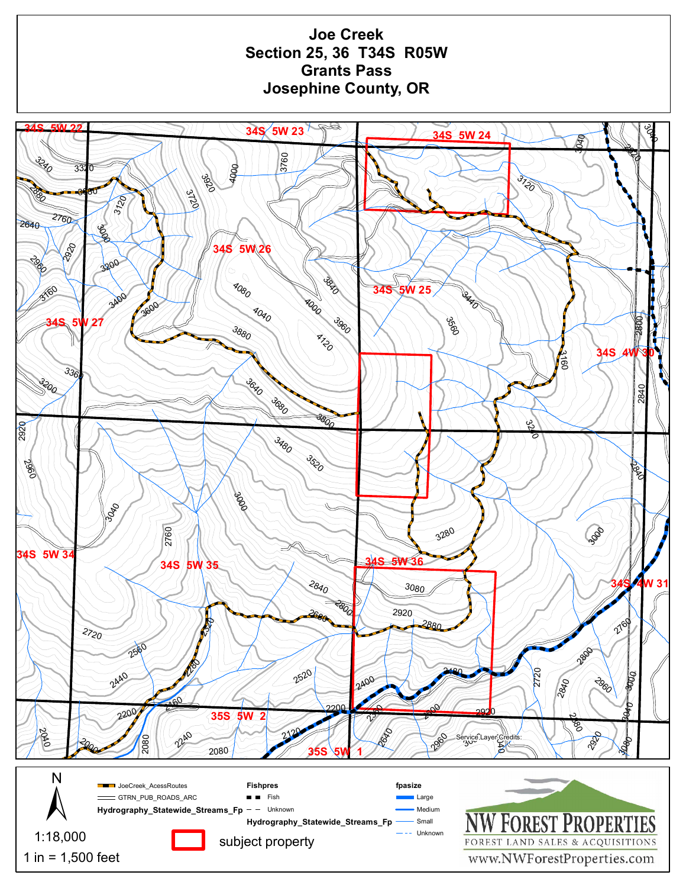# Joe Creek
## Section 25, 36 T34S R05W
## Grants Pass
## Josephine County, OR

34S 5W 22
34S 5W 23
34S 5W 24
34S 5W 26
34S 5W 25
34S 5W 27
34S 4W 30
34S 5W 34
34S 5W 35
34S 5W 36
34S 4W 31
35S 5W 2
35S 5W 1

Service Layer Credits:

N

1:18,000

1 in = 1,500 feet

JoeCreek_AcessRoutes

GTRN_PUB_ROADS_ARC

Hydrography_Statewide_Streams_Fp

Fishpres

Fish

Unknown

Hydrography_Statewide_Streams_Fp

fpasize

Large

Medium

Small

Unknown

subject property

NW FOREST PROPERTIES

FOREST LAND SALES & ACQUISITIONS

www.NWForestProperties.com